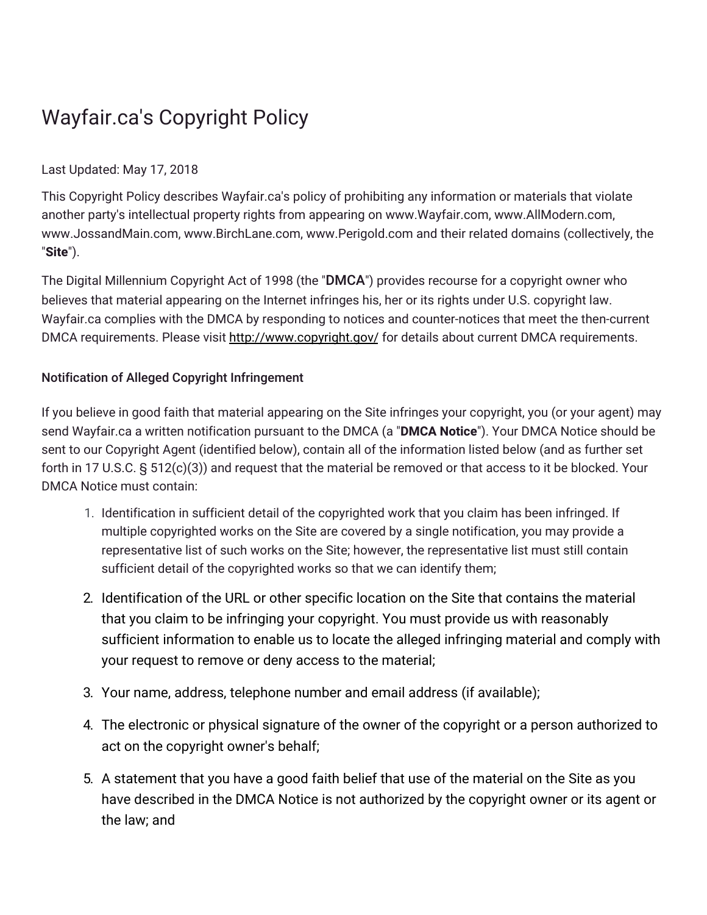# Wayfair.ca's Copyright Policy

Last Updated: May 17, 2018

This Copyright Policy describes Wayfair.ca's policy of prohibiting any information or materials that violate another party's intellectual property rights from appearing on www.Wayfair.com, www.AllModern.com, www.JossandMain.com, www.BirchLane.com, www.Perigold.com and their related domains (collectively, the "**Site**").

The Digital Millennium Copyright Act of 1998 (the "**DMCA**") provides recourse for a copyright owner who believes that material appearing on the Internet infringes his, her or its rights under U.S. copyright law. Wayfair.ca complies with the DMCA by responding to notices and counter-notices that meet the then-current DMCA requirements. Please visit http://www.copyright.gov/ for details about current DMCA requirements.

### Notification of Alleged Copyright Infringement

If you believe in good faith that material appearing on the Site infringes your copyright, you (or your agent) may send Wayfair.ca a written notification pursuant to the DMCA (a "**DMCA Notice**"). Your DMCA Notice should be sent to our Copyright Agent (identified below), contain all of the information listed below (and as further set forth in 17 U.S.C. § 512(c)(3)) and request that the material be removed or that access to it be blocked. Your DMCA Notice must contain:

1. Identification in sufficient detail of the copyrighted work that you claim has been infringed. If multiple copyrighted works on the Site are covered by a single notification, you may provide a representative list of such works on the Site; however, the representative list must still contain sufficient detail of the copyrighted works so that we can identify them;
2. Identification of the URL or other specific location on the Site that contains the material that you claim to be infringing your copyright. You must provide us with reasonably sufficient information to enable us to locate the alleged infringing material and comply with your request to remove or deny access to the material;
3. Your name, address, telephone number and email address (if available);
4. The electronic or physical signature of the owner of the copyright or a person authorized to act on the copyright owner's behalf;
5. A statement that you have a good faith belief that use of the material on the Site as you have described in the DMCA Notice is not authorized by the copyright owner or its agent or the law; and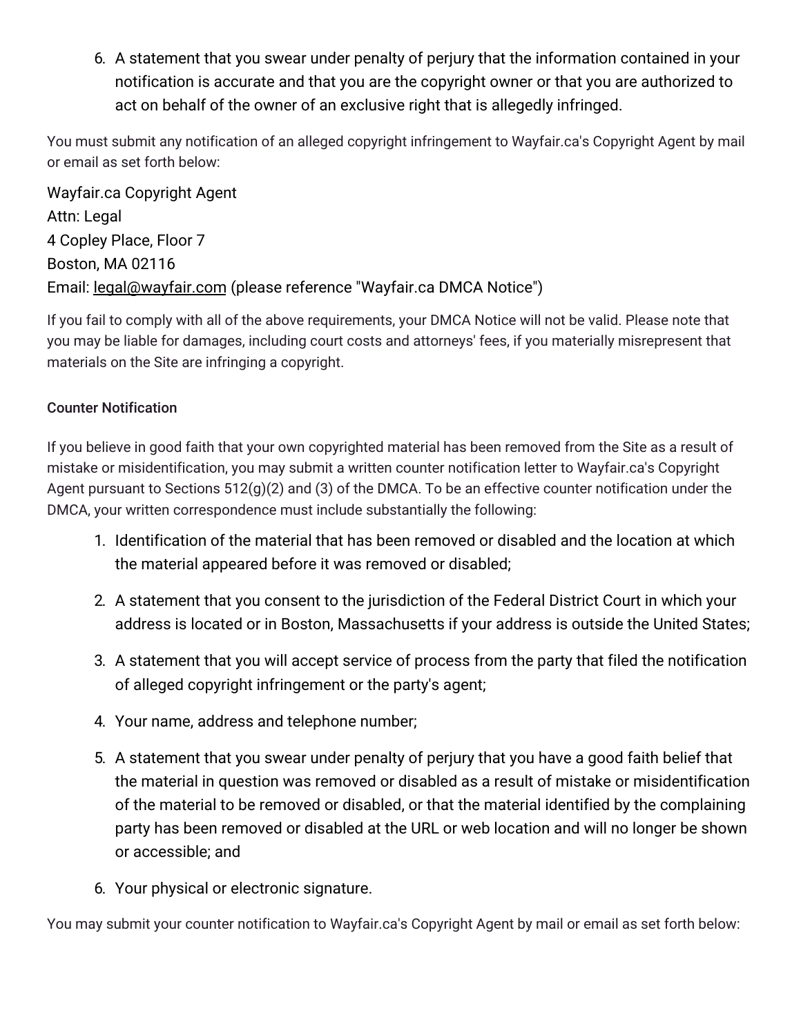6. A statement that you swear under penalty of perjury that the information contained in your notification is accurate and that you are the copyright owner or that you are authorized to act on behalf of the owner of an exclusive right that is allegedly infringed.

You must submit any notification of an alleged copyright infringement to Wayfair.ca's Copyright Agent by mail or email as set forth below:

Wayfair.ca Copyright Agent
Attn: Legal
4 Copley Place, Floor 7
Boston, MA 02116
Email: legal@wayfair.com (please reference "Wayfair.ca DMCA Notice")

If you fail to comply with all of the above requirements, your DMCA Notice will not be valid. Please note that you may be liable for damages, including court costs and attorneys' fees, if you materially misrepresent that materials on the Site are infringing a copyright.

**Counter Notification**

If you believe in good faith that your own copyrighted material has been removed from the Site as a result of mistake or misidentification, you may submit a written counter notification letter to Wayfair.ca's Copyright Agent pursuant to Sections 512(g)(2) and (3) of the DMCA. To be an effective counter notification under the DMCA, your written correspondence must include substantially the following:

1. Identification of the material that has been removed or disabled and the location at which the material appeared before it was removed or disabled;
2. A statement that you consent to the jurisdiction of the Federal District Court in which your address is located or in Boston, Massachusetts if your address is outside the United States;
3. A statement that you will accept service of process from the party that filed the notification of alleged copyright infringement or the party's agent;
4. Your name, address and telephone number;
5. A statement that you swear under penalty of perjury that you have a good faith belief that the material in question was removed or disabled as a result of mistake or misidentification of the material to be removed or disabled, or that the material identified by the complaining party has been removed or disabled at the URL or web location and will no longer be shown or accessible; and
6. Your physical or electronic signature.

You may submit your counter notification to Wayfair.ca's Copyright Agent by mail or email as set forth below: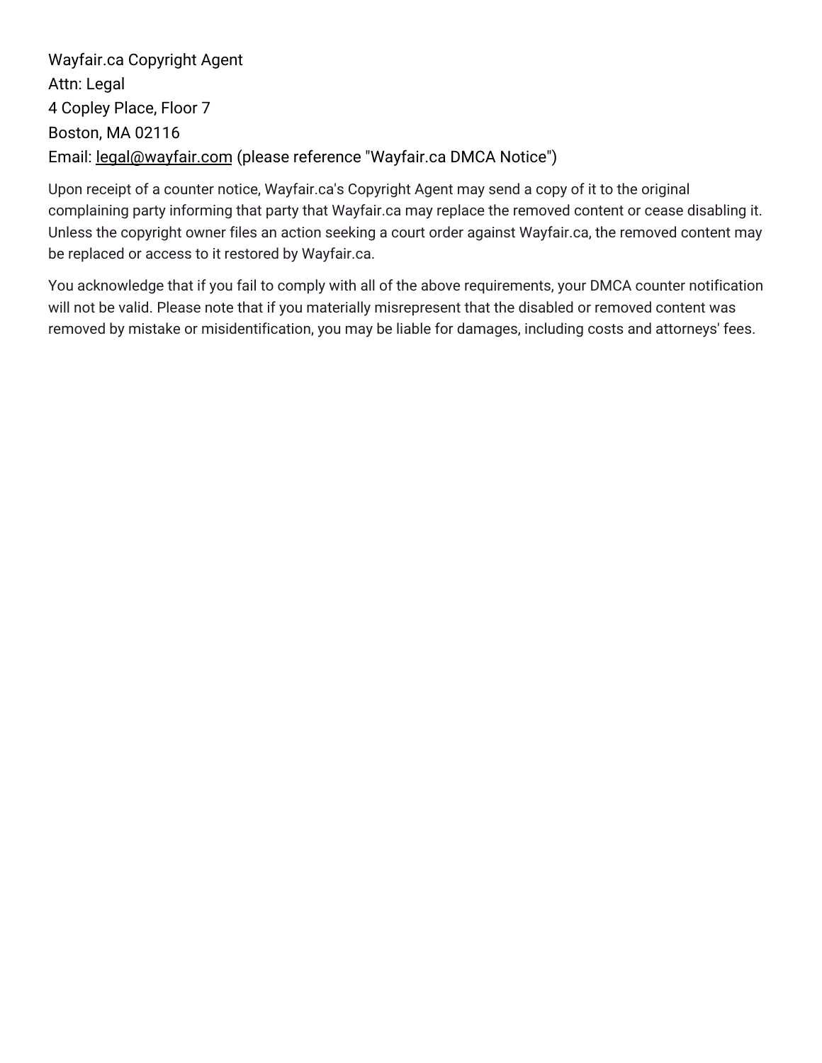Wayfair.ca Copyright Agent
Attn: Legal
4 Copley Place, Floor 7
Boston, MA 02116
Email: legal@wayfair.com (please reference "Wayfair.ca DMCA Notice")

Upon receipt of a counter notice, Wayfair.ca's Copyright Agent may send a copy of it to the original complaining party informing that party that Wayfair.ca may replace the removed content or cease disabling it. Unless the copyright owner files an action seeking a court order against Wayfair.ca, the removed content may be replaced or access to it restored by Wayfair.ca.

You acknowledge that if you fail to comply with all of the above requirements, your DMCA counter notification will not be valid. Please note that if you materially misrepresent that the disabled or removed content was removed by mistake or misidentification, you may be liable for damages, including costs and attorneys' fees.